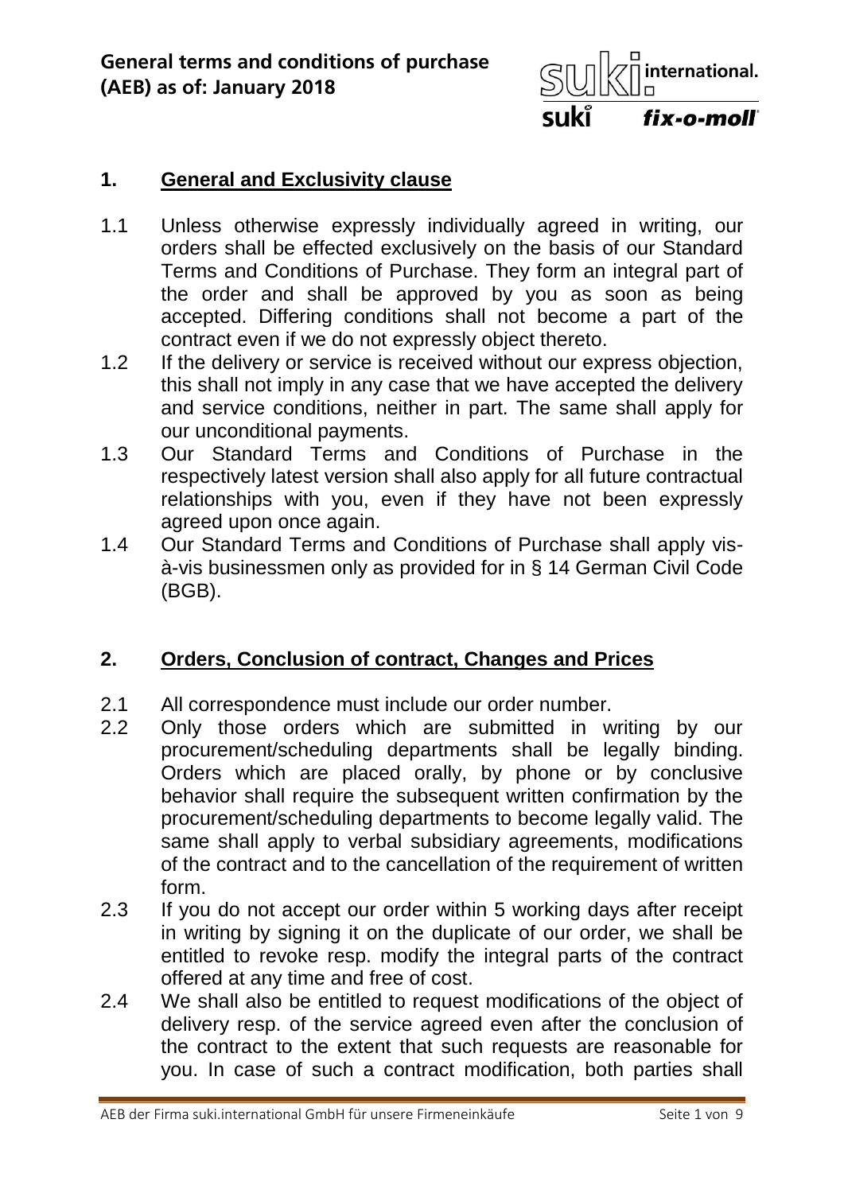# General terms and conditions of purchase (AEB) as of: January 2018

## 1. General and Exclusivity clause

1.1 Unless otherwise expressly individually agreed in writing, our orders shall be effected exclusively on the basis of our Standard Terms and Conditions of Purchase. They form an integral part of the order and shall be approved by you as soon as being accepted. Differing conditions shall not become a part of the contract even if we do not expressly object thereto.

1.2 If the delivery or service is received without our express objection, this shall not imply in any case that we have accepted the delivery and service conditions, neither in part. The same shall apply for our unconditional payments.

1.3 Our Standard Terms and Conditions of Purchase in the respectively latest version shall also apply for all future contractual relationships with you, even if they have not been expressly agreed upon once again.

1.4 Our Standard Terms and Conditions of Purchase shall apply vis-à-vis businessmen only as provided for in § 14 German Civil Code (BGB).

## 2. Orders, Conclusion of contract, Changes and Prices

2.1 All correspondence must include our order number.

2.2 Only those orders which are submitted in writing by our procurement/scheduling departments shall be legally binding. Orders which are placed orally, by phone or by conclusive behavior shall require the subsequent written confirmation by the procurement/scheduling departments to become legally valid. The same shall apply to verbal subsidiary agreements, modifications of the contract and to the cancellation of the requirement of written form.

2.3 If you do not accept our order within 5 working days after receipt in writing by signing it on the duplicate of our order, we shall be entitled to revoke resp. modify the integral parts of the contract offered at any time and free of cost.

2.4 We shall also be entitled to request modifications of the object of delivery resp. of the service agreed even after the conclusion of the contract to the extent that such requests are reasonable for you. In case of such a contract modification, both parties shall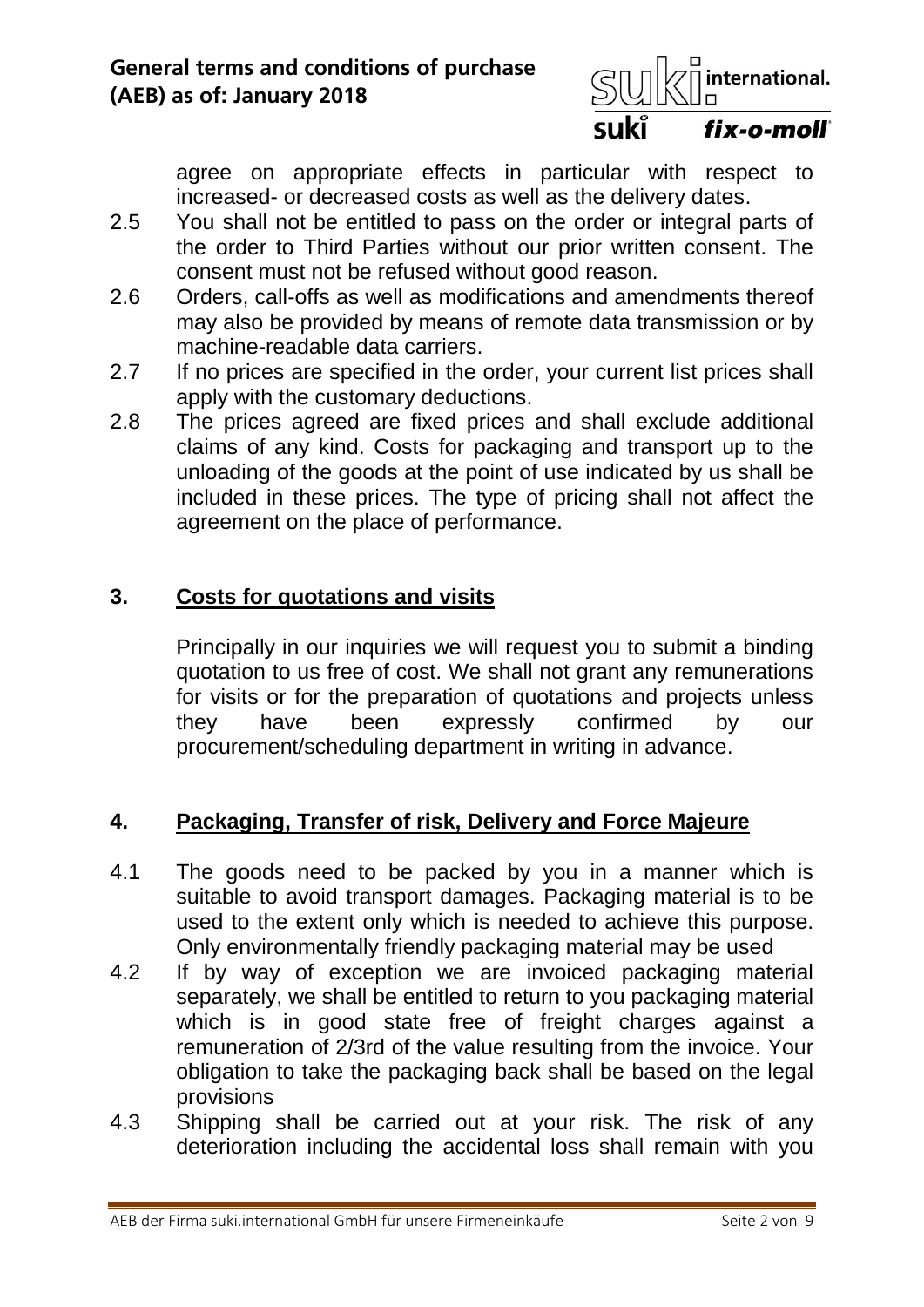agree on appropriate effects in particular with respect to increased- or decreased costs as well as the delivery dates.

2.5 You shall not be entitled to pass on the order or integral parts of the order to Third Parties without our prior written consent. The consent must not be refused without good reason.

2.6 Orders, call-offs as well as modifications and amendments thereof may also be provided by means of remote data transmission or by machine-readable data carriers.

2.7 If no prices are specified in the order, your current list prices shall apply with the customary deductions.

2.8 The prices agreed are fixed prices and shall exclude additional claims of any kind. Costs for packaging and transport up to the unloading of the goods at the point of use indicated by us shall be included in these prices. The type of pricing shall not affect the agreement on the place of performance.

## 3. Costs for quotations and visits

Principally in our inquiries we will request you to submit a binding quotation to us free of cost. We shall not grant any remunerations for visits or for the preparation of quotations and projects unless they have been expressly confirmed by our procurement/scheduling department in writing in advance.

## 4. Packaging, Transfer of risk, Delivery and Force Majeure

4.1 The goods need to be packed by you in a manner which is suitable to avoid transport damages. Packaging material is to be used to the extent only which is needed to achieve this purpose. Only environmentally friendly packaging material may be used

4.2 If by way of exception we are invoiced packaging material separately, we shall be entitled to return to you packaging material which is in good state free of freight charges against a remuneration of 2/3rd of the value resulting from the invoice. Your obligation to take the packaging back shall be based on the legal provisions

4.3 Shipping shall be carried out at your risk. The risk of any deterioration including the accidental loss shall remain with you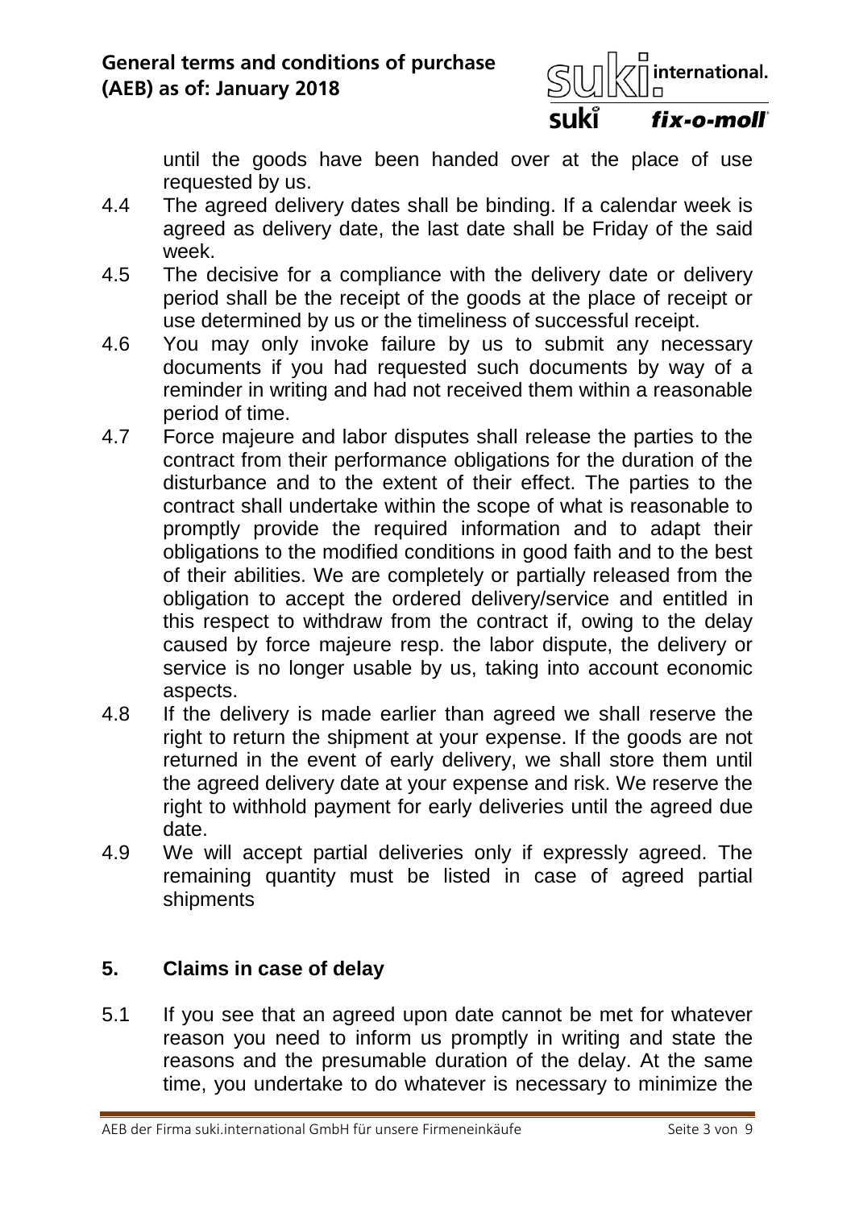until the goods have been handed over at the place of use requested by us.

4.4 The agreed delivery dates shall be binding. If a calendar week is agreed as delivery date, the last date shall be Friday of the said week.

4.5 The decisive for a compliance with the delivery date or delivery period shall be the receipt of the goods at the place of receipt or use determined by us or the timeliness of successful receipt.

4.6 You may only invoke failure by us to submit any necessary documents if you had requested such documents by way of a reminder in writing and had not received them within a reasonable period of time.

4.7 Force majeure and labor disputes shall release the parties to the contract from their performance obligations for the duration of the disturbance and to the extent of their effect. The parties to the contract shall undertake within the scope of what is reasonable to promptly provide the required information and to adapt their obligations to the modified conditions in good faith and to the best of their abilities. We are completely or partially released from the obligation to accept the ordered delivery/service and entitled in this respect to withdraw from the contract if, owing to the delay caused by force majeure resp. the labor dispute, the delivery or service is no longer usable by us, taking into account economic aspects.

4.8 If the delivery is made earlier than agreed we shall reserve the right to return the shipment at your expense. If the goods are not returned in the event of early delivery, we shall store them until the agreed delivery date at your expense and risk. We reserve the right to withhold payment for early deliveries until the agreed due date.

4.9 We will accept partial deliveries only if expressly agreed. The remaining quantity must be listed in case of agreed partial shipments

## 5. Claims in case of delay

5.1 If you see that an agreed upon date cannot be met for whatever reason you need to inform us promptly in writing and state the reasons and the presumable duration of the delay. At the same time, you undertake to do whatever is necessary to minimize the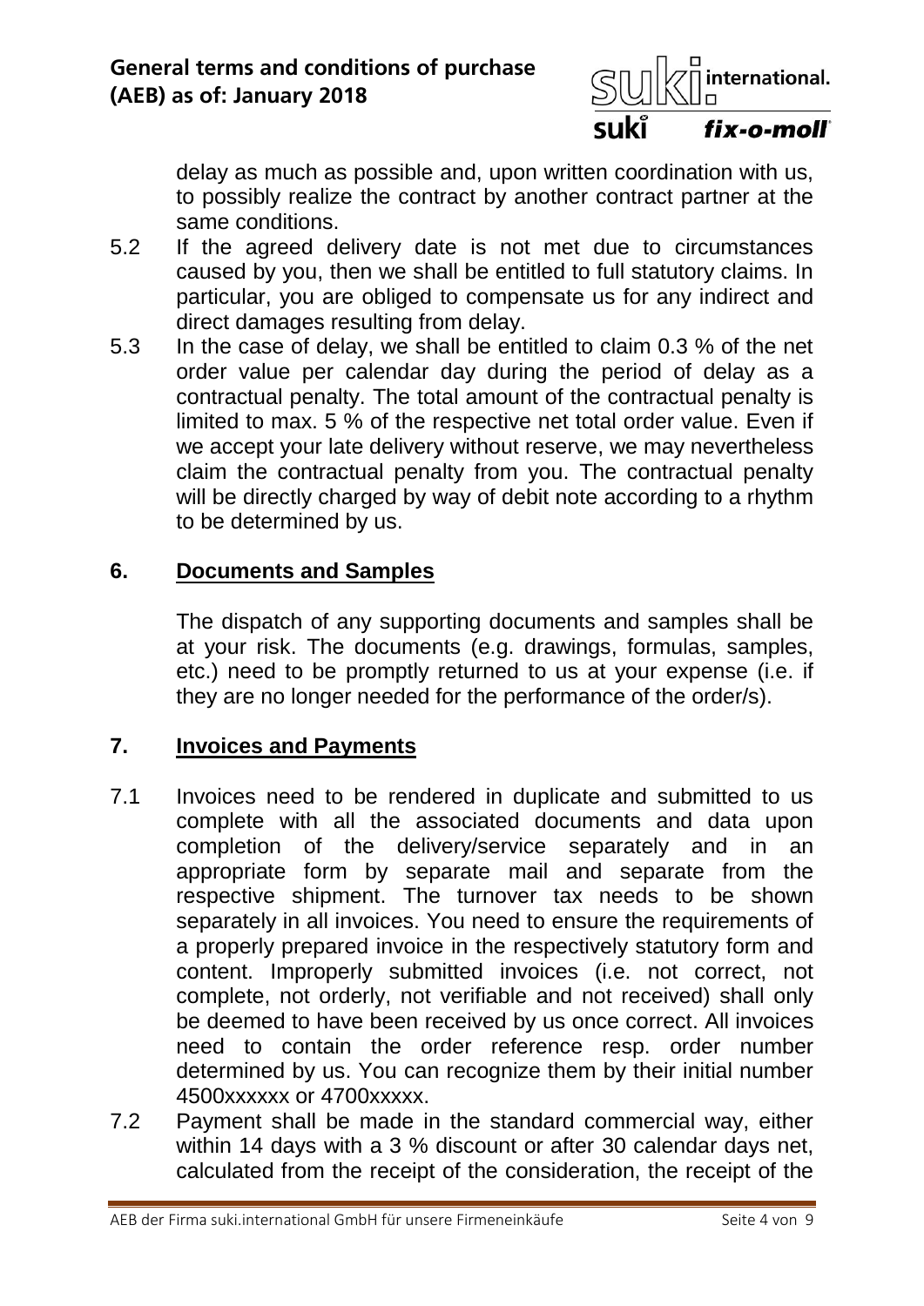delay as much as possible and, upon written coordination with us, to possibly realize the contract by another contract partner at the same conditions.

5.2 If the agreed delivery date is not met due to circumstances caused by you, then we shall be entitled to full statutory claims. In particular, you are obliged to compensate us for any indirect and direct damages resulting from delay.

5.3 In the case of delay, we shall be entitled to claim 0.3 % of the net order value per calendar day during the period of delay as a contractual penalty. The total amount of the contractual penalty is limited to max. 5 % of the respective net total order value. Even if we accept your late delivery without reserve, we may nevertheless claim the contractual penalty from you. The contractual penalty will be directly charged by way of debit note according to a rhythm to be determined by us.

## 6. Documents and Samples

The dispatch of any supporting documents and samples shall be at your risk. The documents (e.g. drawings, formulas, samples, etc.) need to be promptly returned to us at your expense (i.e. if they are no longer needed for the performance of the order/s).

## 7. Invoices and Payments

7.1 Invoices need to be rendered in duplicate and submitted to us complete with all the associated documents and data upon completion of the delivery/service separately and in an appropriate form by separate mail and separate from the respective shipment. The turnover tax needs to be shown separately in all invoices. You need to ensure the requirements of a properly prepared invoice in the respectively statutory form and content. Improperly submitted invoices (i.e. not correct, not complete, not orderly, not verifiable and not received) shall only be deemed to have been received by us once correct. All invoices need to contain the order reference resp. order number determined by us. You can recognize them by their initial number 4500xxxxxx or 4700xxxxx.

7.2 Payment shall be made in the standard commercial way, either within 14 days with a 3 % discount or after 30 calendar days net, calculated from the receipt of the consideration, the receipt of the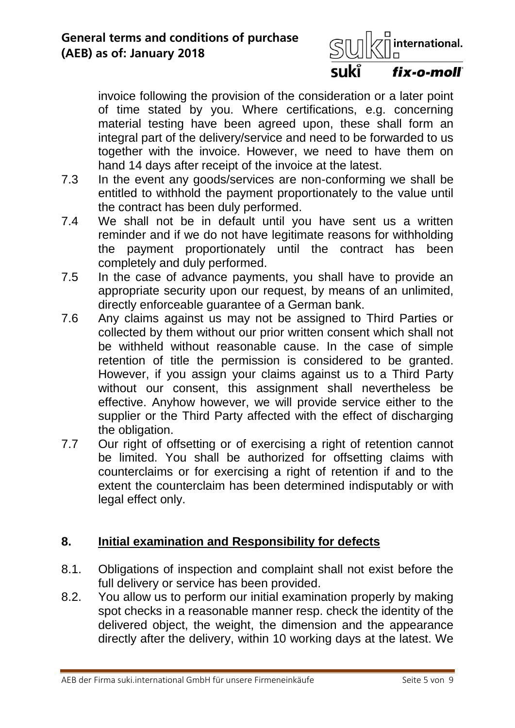invoice following the provision of the consideration or a later point of time stated by you. Where certifications, e.g. concerning material testing have been agreed upon, these shall form an integral part of the delivery/service and need to be forwarded to us together with the invoice. However, we need to have them on hand 14 days after receipt of the invoice at the latest.

7.3 In the event any goods/services are non-conforming we shall be entitled to withhold the payment proportionately to the value until the contract has been duly performed.

7.4 We shall not be in default until you have sent us a written reminder and if we do not have legitimate reasons for withholding the payment proportionately until the contract has been completely and duly performed.

7.5 In the case of advance payments, you shall have to provide an appropriate security upon our request, by means of an unlimited, directly enforceable guarantee of a German bank.

7.6 Any claims against us may not be assigned to Third Parties or collected by them without our prior written consent which shall not be withheld without reasonable cause. In the case of simple retention of title the permission is considered to be granted. However, if you assign your claims against us to a Third Party without our consent, this assignment shall nevertheless be effective. Anyhow however, we will provide service either to the supplier or the Third Party affected with the effect of discharging the obligation.

7.7 Our right of offsetting or of exercising a right of retention cannot be limited. You shall be authorized for offsetting claims with counterclaims or for exercising a right of retention if and to the extent the counterclaim has been determined indisputably or with legal effect only.

## 8. Initial examination and Responsibility for defects

8.1. Obligations of inspection and complaint shall not exist before the full delivery or service has been provided.

8.2. You allow us to perform our initial examination properly by making spot checks in a reasonable manner resp. check the identity of the delivered object, the weight, the dimension and the appearance directly after the delivery, within 10 working days at the latest. We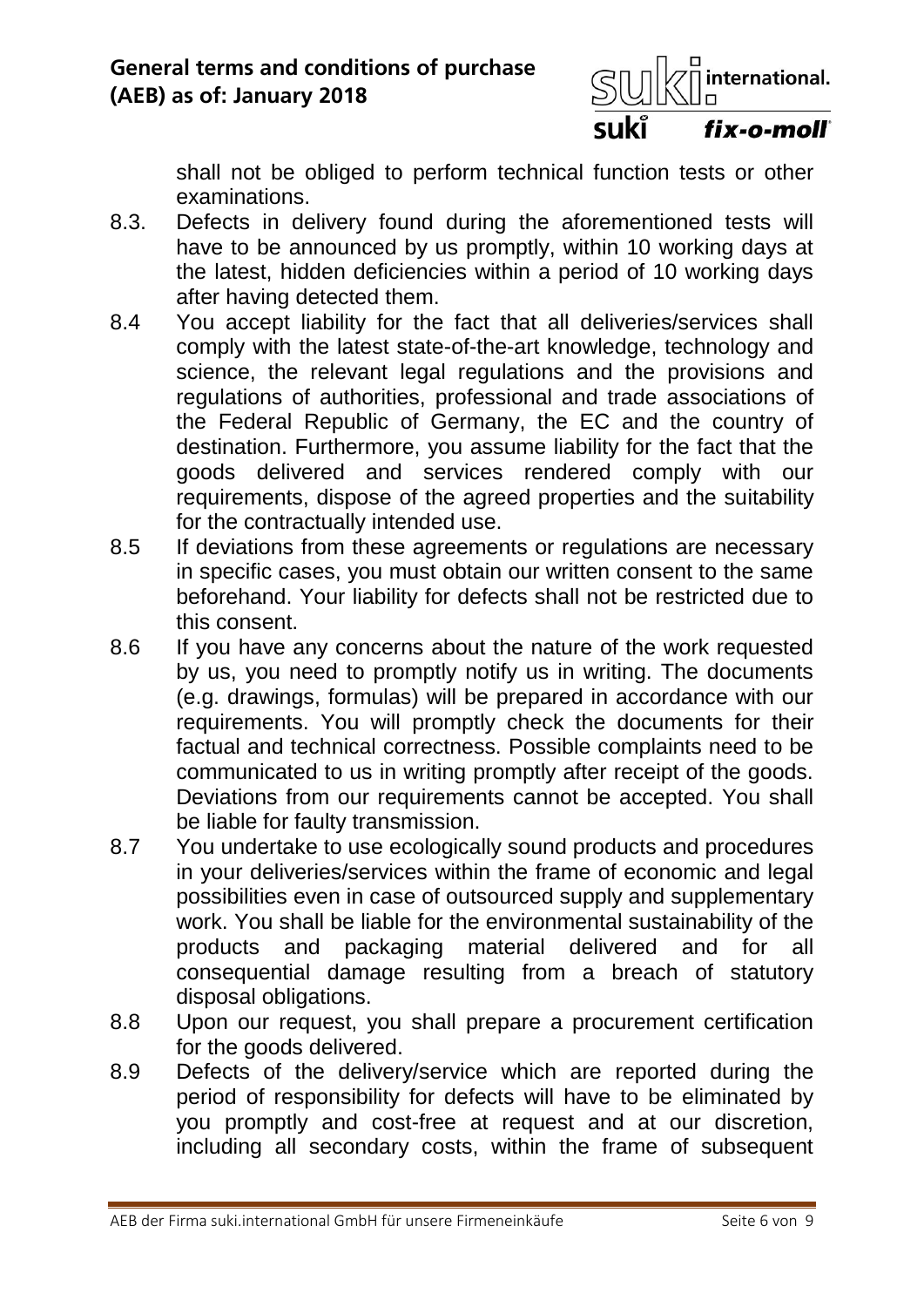shall not be obliged to perform technical function tests or other examinations.

8.3. Defects in delivery found during the aforementioned tests will have to be announced by us promptly, within 10 working days at the latest, hidden deficiencies within a period of 10 working days after having detected them.

8.4 You accept liability for the fact that all deliveries/services shall comply with the latest state-of-the-art knowledge, technology and science, the relevant legal regulations and the provisions and regulations of authorities, professional and trade associations of the Federal Republic of Germany, the EC and the country of destination. Furthermore, you assume liability for the fact that the goods delivered and services rendered comply with our requirements, dispose of the agreed properties and the suitability for the contractually intended use.

8.5 If deviations from these agreements or regulations are necessary in specific cases, you must obtain our written consent to the same beforehand. Your liability for defects shall not be restricted due to this consent.

8.6 If you have any concerns about the nature of the work requested by us, you need to promptly notify us in writing. The documents (e.g. drawings, formulas) will be prepared in accordance with our requirements. You will promptly check the documents for their factual and technical correctness. Possible complaints need to be communicated to us in writing promptly after receipt of the goods. Deviations from our requirements cannot be accepted. You shall be liable for faulty transmission.

8.7 You undertake to use ecologically sound products and procedures in your deliveries/services within the frame of economic and legal possibilities even in case of outsourced supply and supplementary work. You shall be liable for the environmental sustainability of the products and packaging material delivered and for all consequential damage resulting from a breach of statutory disposal obligations.

8.8 Upon our request, you shall prepare a procurement certification for the goods delivered.

8.9 Defects of the delivery/service which are reported during the period of responsibility for defects will have to be eliminated by you promptly and cost-free at request and at our discretion, including all secondary costs, within the frame of subsequent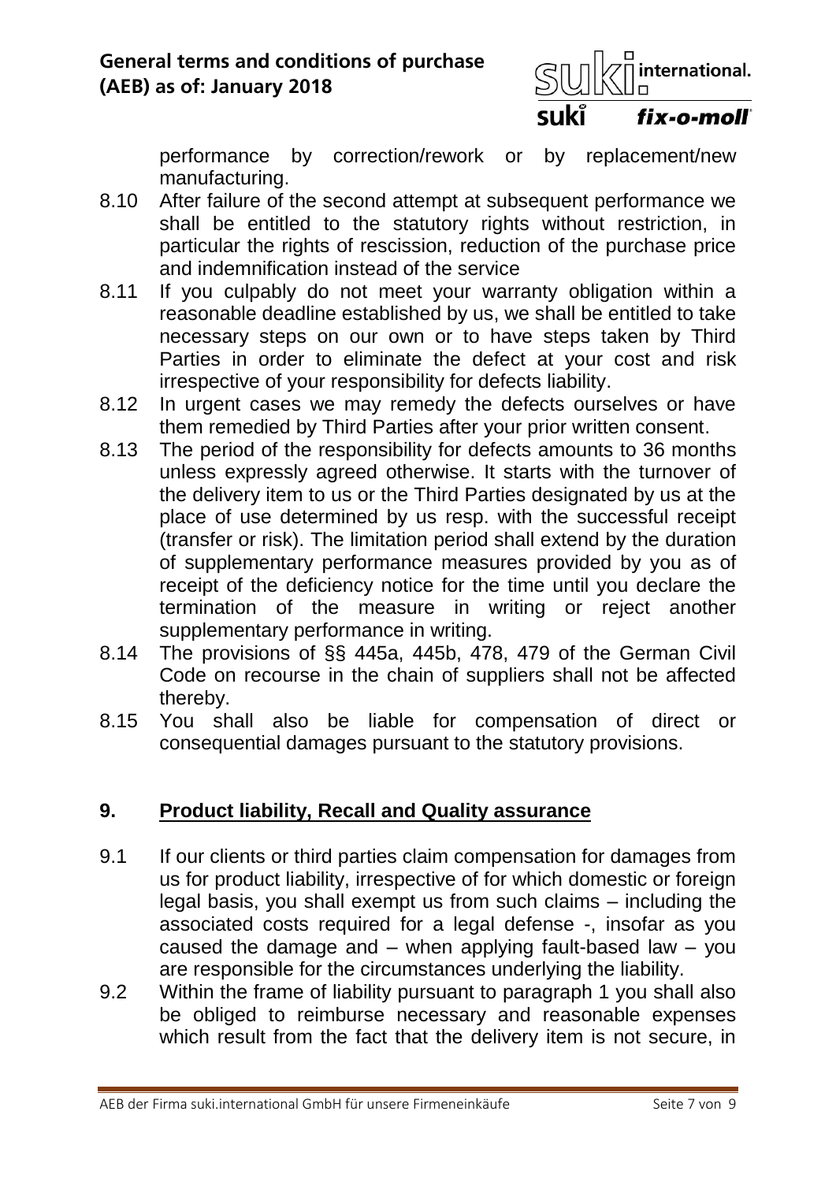performance by correction/rework or by replacement/new manufacturing.

8.10 After failure of the second attempt at subsequent performance we shall be entitled to the statutory rights without restriction, in particular the rights of rescission, reduction of the purchase price and indemnification instead of the service

8.11 If you culpably do not meet your warranty obligation within a reasonable deadline established by us, we shall be entitled to take necessary steps on our own or to have steps taken by Third Parties in order to eliminate the defect at your cost and risk irrespective of your responsibility for defects liability.

8.12 In urgent cases we may remedy the defects ourselves or have them remedied by Third Parties after your prior written consent.

8.13 The period of the responsibility for defects amounts to 36 months unless expressly agreed otherwise. It starts with the turnover of the delivery item to us or the Third Parties designated by us at the place of use determined by us resp. with the successful receipt (transfer or risk). The limitation period shall extend by the duration of supplementary performance measures provided by you as of receipt of the deficiency notice for the time until you declare the termination of the measure in writing or reject another supplementary performance in writing.

8.14 The provisions of §§ 445a, 445b, 478, 479 of the German Civil Code on recourse in the chain of suppliers shall not be affected thereby.

8.15 You shall also be liable for compensation of direct or consequential damages pursuant to the statutory provisions.

## 9. Product liability, Recall and Quality assurance

9.1 If our clients or third parties claim compensation for damages from us for product liability, irrespective of for which domestic or foreign legal basis, you shall exempt us from such claims – including the associated costs required for a legal defense -, insofar as you caused the damage and – when applying fault-based law – you are responsible for the circumstances underlying the liability.

9.2 Within the frame of liability pursuant to paragraph 1 you shall also be obliged to reimburse necessary and reasonable expenses which result from the fact that the delivery item is not secure, in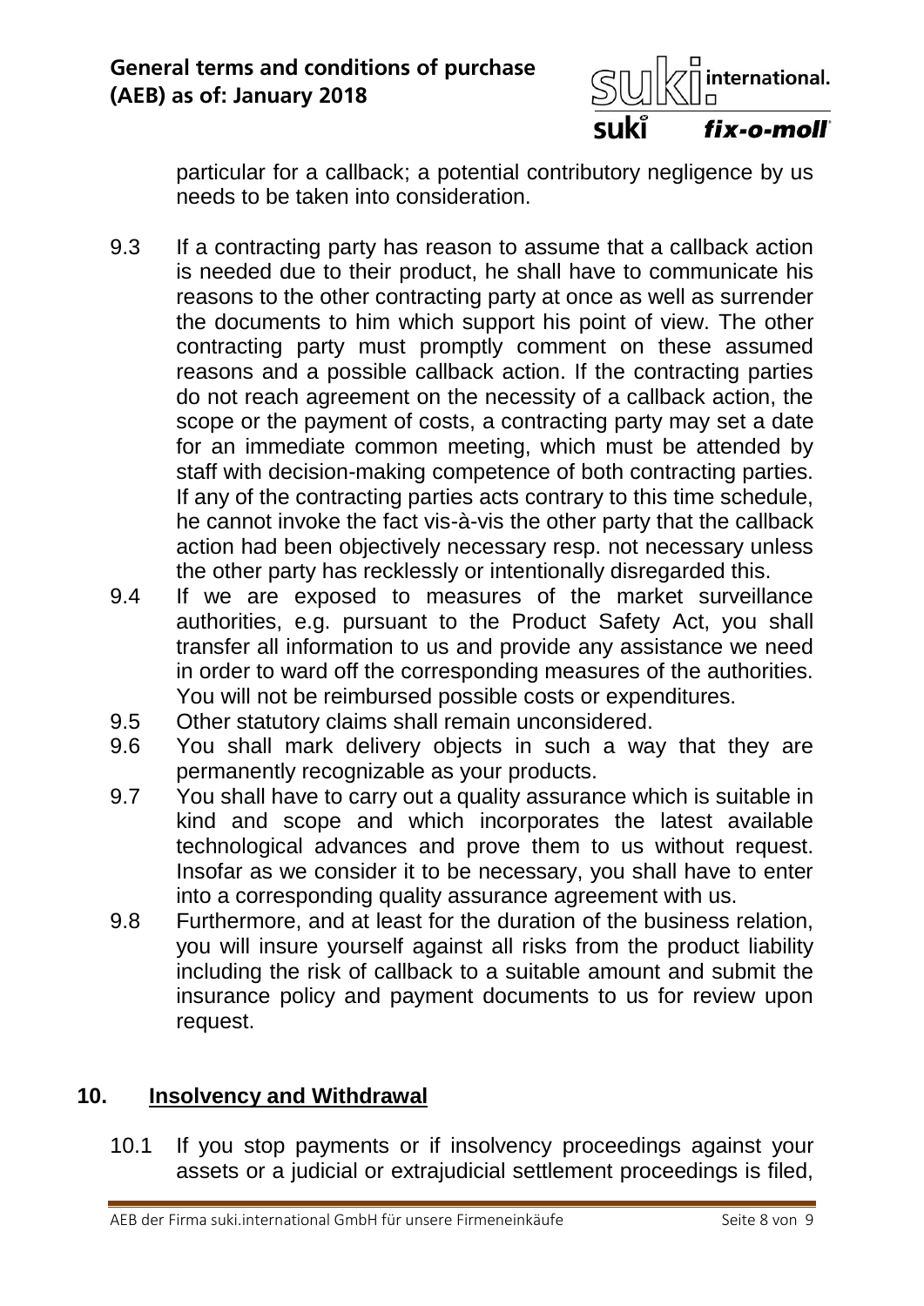particular for a callback; a potential contributory negligence by us needs to be taken into consideration.

9.3 If a contracting party has reason to assume that a callback action is needed due to their product, he shall have to communicate his reasons to the other contracting party at once as well as surrender the documents to him which support his point of view. The other contracting party must promptly comment on these assumed reasons and a possible callback action. If the contracting parties do not reach agreement on the necessity of a callback action, the scope or the payment of costs, a contracting party may set a date for an immediate common meeting, which must be attended by staff with decision-making competence of both contracting parties. If any of the contracting parties acts contrary to this time schedule, he cannot invoke the fact vis-à-vis the other party that the callback action had been objectively necessary resp. not necessary unless the other party has recklessly or intentionally disregarded this.

9.4 If we are exposed to measures of the market surveillance authorities, e.g. pursuant to the Product Safety Act, you shall transfer all information to us and provide any assistance we need in order to ward off the corresponding measures of the authorities. You will not be reimbursed possible costs or expenditures.

9.5 Other statutory claims shall remain unconsidered.

9.6 You shall mark delivery objects in such a way that they are permanently recognizable as your products.

9.7 You shall have to carry out a quality assurance which is suitable in kind and scope and which incorporates the latest available technological advances and prove them to us without request. Insofar as we consider it to be necessary, you shall have to enter into a corresponding quality assurance agreement with us.

9.8 Furthermore, and at least for the duration of the business relation, you will insure yourself against all risks from the product liability including the risk of callback to a suitable amount and submit the insurance policy and payment documents to us for review upon request.

## 10. Insolvency and Withdrawal

10.1 If you stop payments or if insolvency proceedings against your assets or a judicial or extrajudicial settlement proceedings is filed,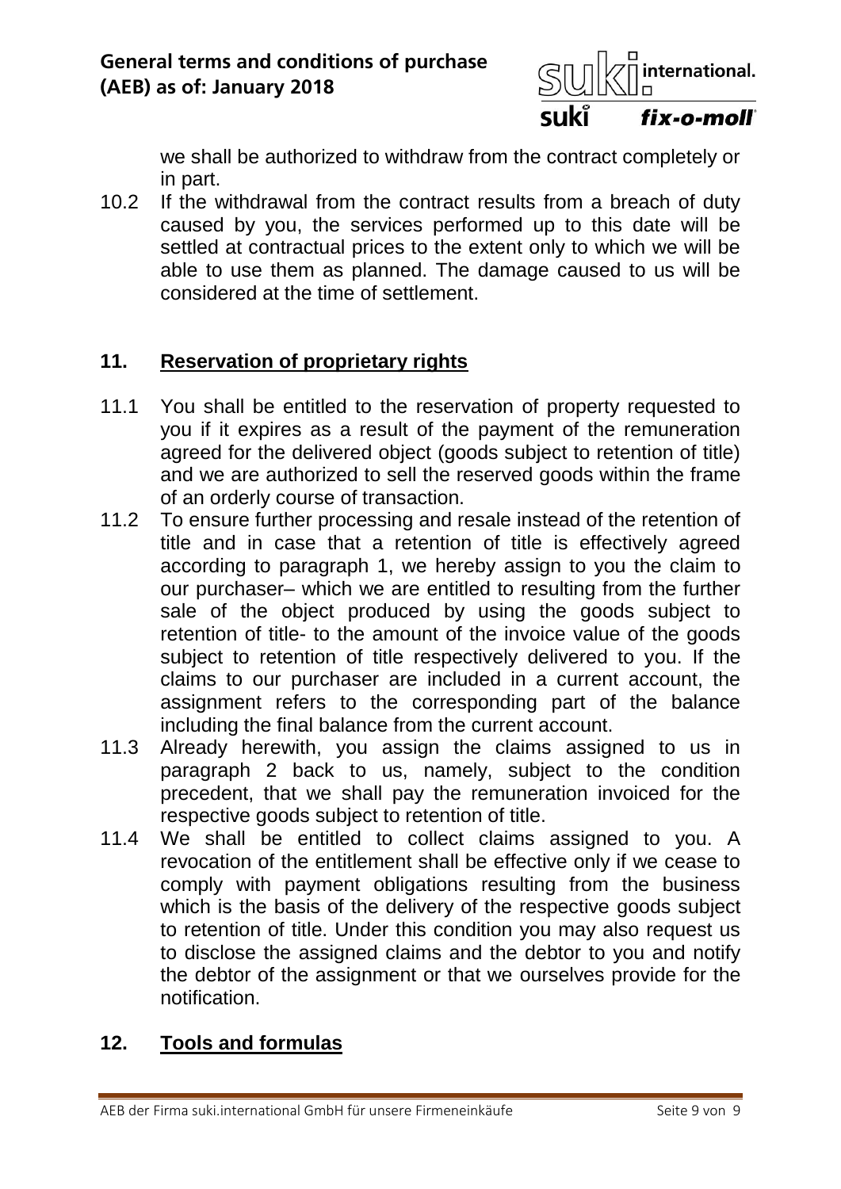we shall be authorized to withdraw from the contract completely or in part.

10.2 If the withdrawal from the contract results from a breach of duty caused by you, the services performed up to this date will be settled at contractual prices to the extent only to which we will be able to use them as planned. The damage caused to us will be considered at the time of settlement.

## 11. Reservation of proprietary rights

11.1 You shall be entitled to the reservation of property requested to you if it expires as a result of the payment of the remuneration agreed for the delivered object (goods subject to retention of title) and we are authorized to sell the reserved goods within the frame of an orderly course of transaction.

11.2 To ensure further processing and resale instead of the retention of title and in case that a retention of title is effectively agreed according to paragraph 1, we hereby assign to you the claim to our purchaser– which we are entitled to resulting from the further sale of the object produced by using the goods subject to retention of title- to the amount of the invoice value of the goods subject to retention of title respectively delivered to you. If the claims to our purchaser are included in a current account, the assignment refers to the corresponding part of the balance including the final balance from the current account.

11.3 Already herewith, you assign the claims assigned to us in paragraph 2 back to us, namely, subject to the condition precedent, that we shall pay the remuneration invoiced for the respective goods subject to retention of title.

11.4 We shall be entitled to collect claims assigned to you. A revocation of the entitlement shall be effective only if we cease to comply with payment obligations resulting from the business which is the basis of the delivery of the respective goods subject to retention of title. Under this condition you may also request us to disclose the assigned claims and the debtor to you and notify the debtor of the assignment or that we ourselves provide for the notification.

## 12. Tools and formulas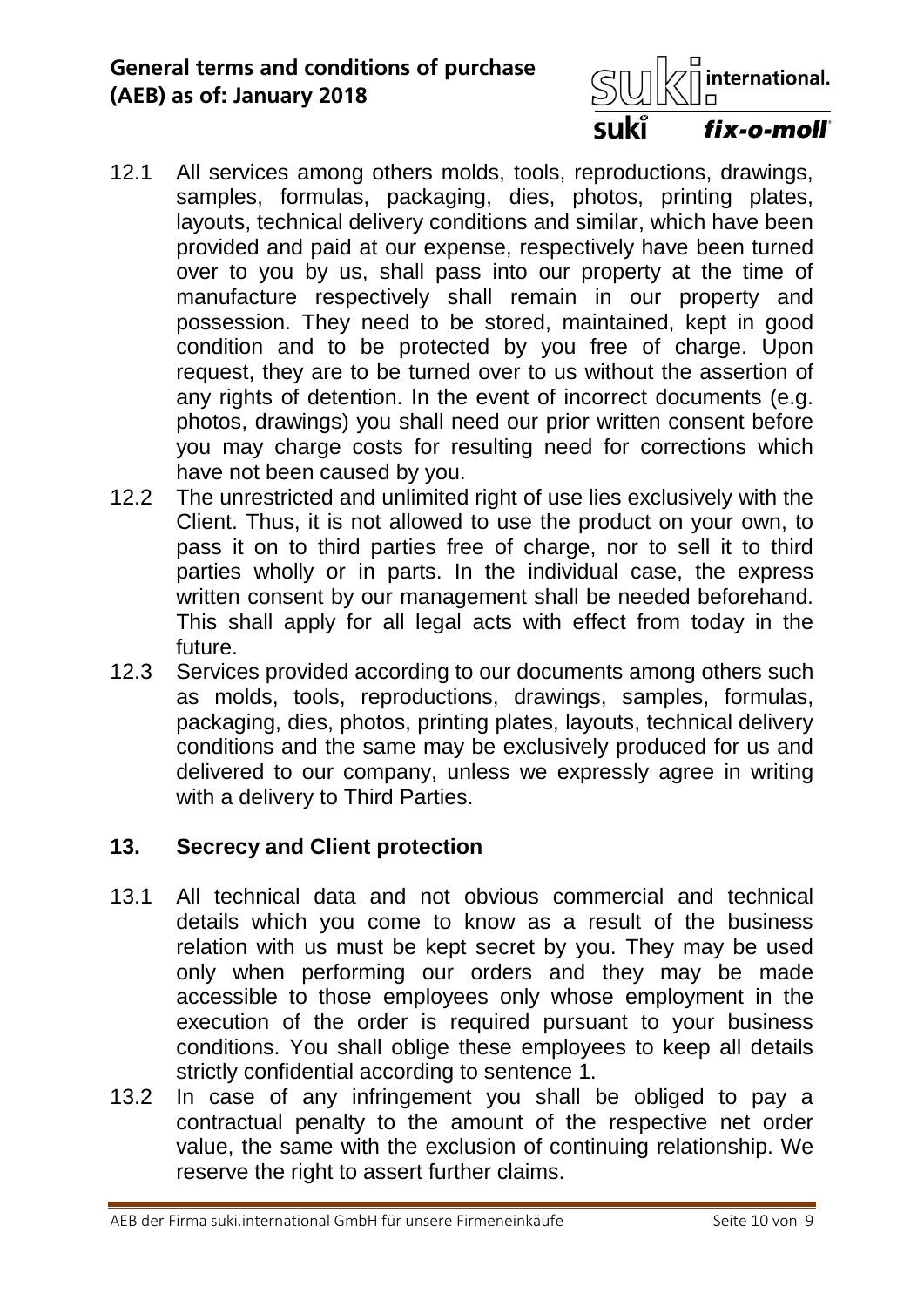12.1 All services among others molds, tools, reproductions, drawings, samples, formulas, packaging, dies, photos, printing plates, layouts, technical delivery conditions and similar, which have been provided and paid at our expense, respectively have been turned over to you by us, shall pass into our property at the time of manufacture respectively shall remain in our property and possession. They need to be stored, maintained, kept in good condition and to be protected by you free of charge. Upon request, they are to be turned over to us without the assertion of any rights of detention. In the event of incorrect documents (e.g. photos, drawings) you shall need our prior written consent before you may charge costs for resulting need for corrections which have not been caused by you.

12.2 The unrestricted and unlimited right of use lies exclusively with the Client. Thus, it is not allowed to use the product on your own, to pass it on to third parties free of charge, nor to sell it to third parties wholly or in parts. In the individual case, the express written consent by our management shall be needed beforehand. This shall apply for all legal acts with effect from today in the future.

12.3 Services provided according to our documents among others such as molds, tools, reproductions, drawings, samples, formulas, packaging, dies, photos, printing plates, layouts, technical delivery conditions and the same may be exclusively produced for us and delivered to our company, unless we expressly agree in writing with a delivery to Third Parties.

## 13. Secrecy and Client protection

13.1 All technical data and not obvious commercial and technical details which you come to know as a result of the business relation with us must be kept secret by you. They may be used only when performing our orders and they may be made accessible to those employees only whose employment in the execution of the order is required pursuant to your business conditions. You shall oblige these employees to keep all details strictly confidential according to sentence 1.

13.2 In case of any infringement you shall be obliged to pay a contractual penalty to the amount of the respective net order value, the same with the exclusion of continuing relationship. We reserve the right to assert further claims.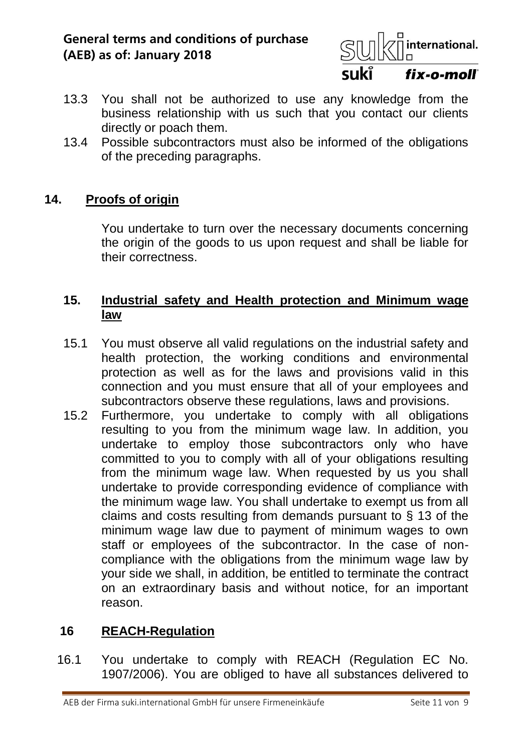13.3 You shall not be authorized to use any knowledge from the business relationship with us such that you contact our clients directly or poach them.

13.4 Possible subcontractors must also be informed of the obligations of the preceding paragraphs.

## 14. Proofs of origin

You undertake to turn over the necessary documents concerning the origin of the goods to us upon request and shall be liable for their correctness.

## 15. Industrial safety and Health protection and Minimum wage law

15.1 You must observe all valid regulations on the industrial safety and health protection, the working conditions and environmental protection as well as for the laws and provisions valid in this connection and you must ensure that all of your employees and subcontractors observe these regulations, laws and provisions.

15.2 Furthermore, you undertake to comply with all obligations resulting to you from the minimum wage law. In addition, you undertake to employ those subcontractors only who have committed to you to comply with all of your obligations resulting from the minimum wage law. When requested by us you shall undertake to provide corresponding evidence of compliance with the minimum wage law. You shall undertake to exempt us from all claims and costs resulting from demands pursuant to § 13 of the minimum wage law due to payment of minimum wages to own staff or employees of the subcontractor. In the case of non-compliance with the obligations from the minimum wage law by your side we shall, in addition, be entitled to terminate the contract on an extraordinary basis and without notice, for an important reason.

## 16 REACH-Regulation

16.1 You undertake to comply with REACH (Regulation EC No. 1907/2006). You are obliged to have all substances delivered to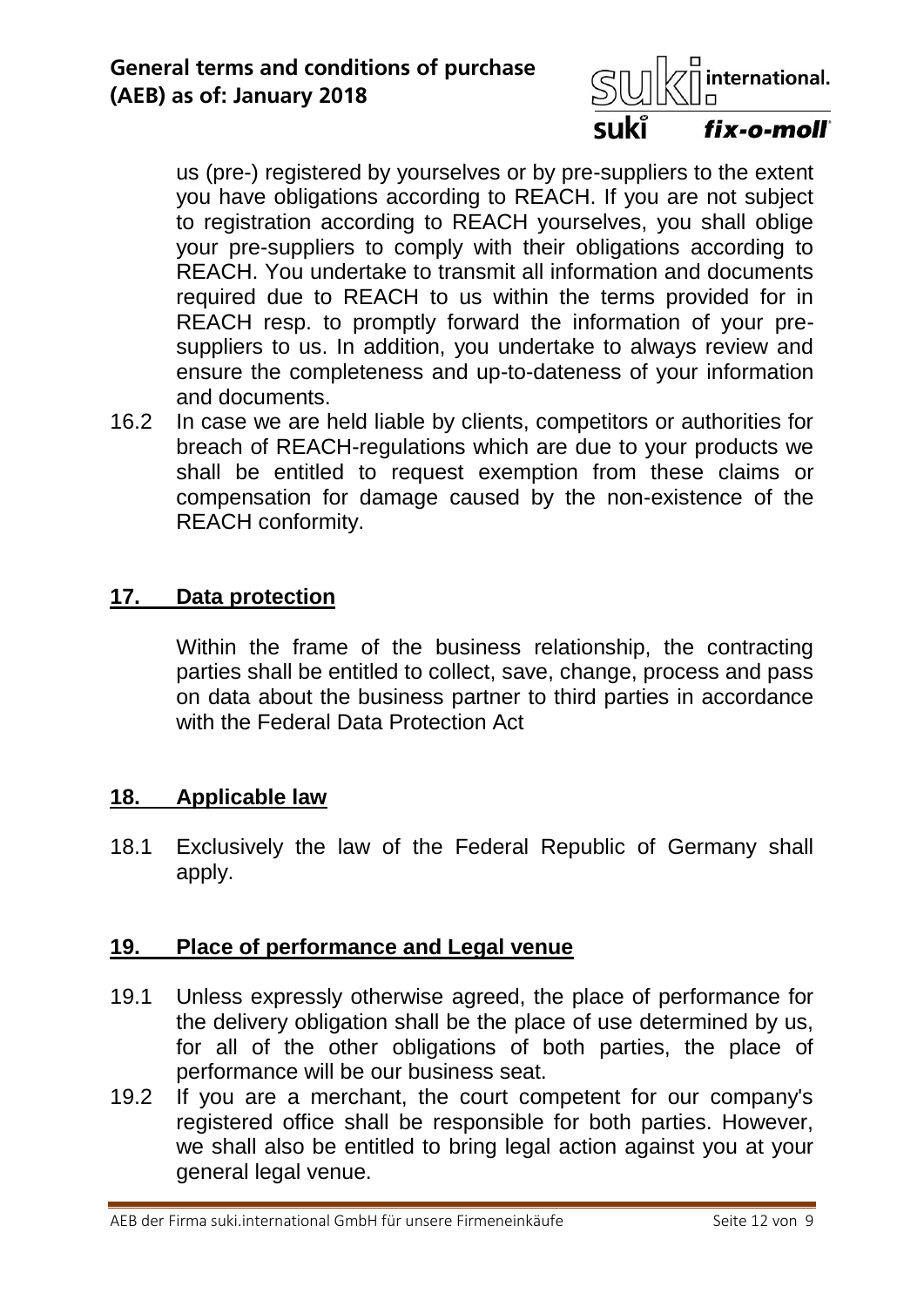us (pre-) registered by yourselves or by pre-suppliers to the extent you have obligations according to REACH. If you are not subject to registration according to REACH yourselves, you shall oblige your pre-suppliers to comply with their obligations according to REACH. You undertake to transmit all information and documents required due to REACH to us within the terms provided for in REACH resp. to promptly forward the information of your pre-suppliers to us. In addition, you undertake to always review and ensure the completeness and up-to-dateness of your information and documents.

16.2 In case we are held liable by clients, competitors or authorities for breach of REACH-regulations which are due to your products we shall be entitled to request exemption from these claims or compensation for damage caused by the non-existence of the REACH conformity.

## 17. Data protection

Within the frame of the business relationship, the contracting parties shall be entitled to collect, save, change, process and pass on data about the business partner to third parties in accordance with the Federal Data Protection Act

## 18. Applicable law

18.1 Exclusively the law of the Federal Republic of Germany shall apply.

## 19. Place of performance and Legal venue

19.1 Unless expressly otherwise agreed, the place of performance for the delivery obligation shall be the place of use determined by us, for all of the other obligations of both parties, the place of performance will be our business seat.

19.2 If you are a merchant, the court competent for our company's registered office shall be responsible for both parties. However, we shall also be entitled to bring legal action against you at your general legal venue.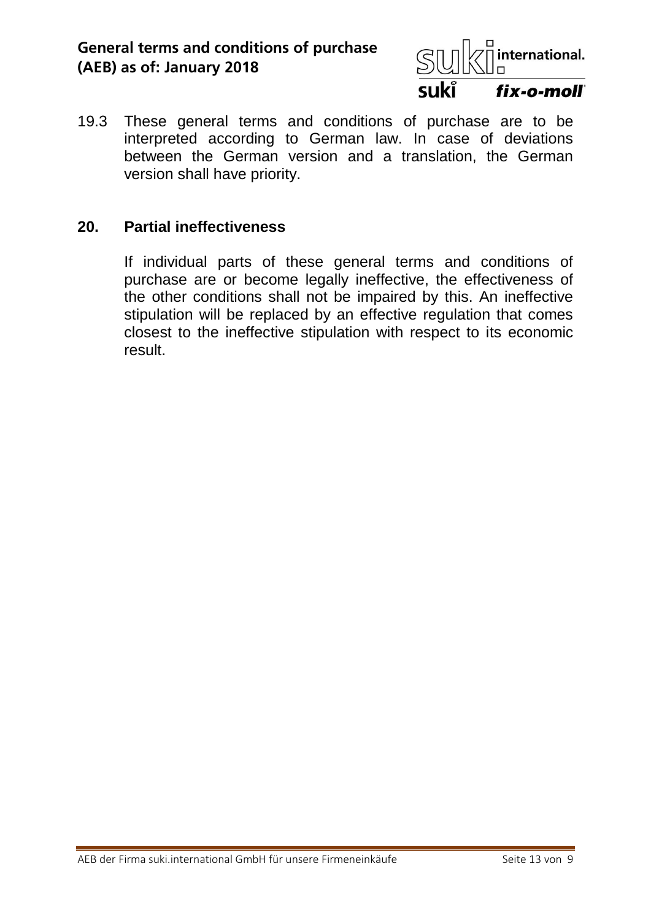19.3 These general terms and conditions of purchase are to be interpreted according to German law. In case of deviations between the German version and a translation, the German version shall have priority.

## 20. Partial ineffectiveness

If individual parts of these general terms and conditions of purchase are or become legally ineffective, the effectiveness of the other conditions shall not be impaired by this. An ineffective stipulation will be replaced by an effective regulation that comes closest to the ineffective stipulation with respect to its economic result.